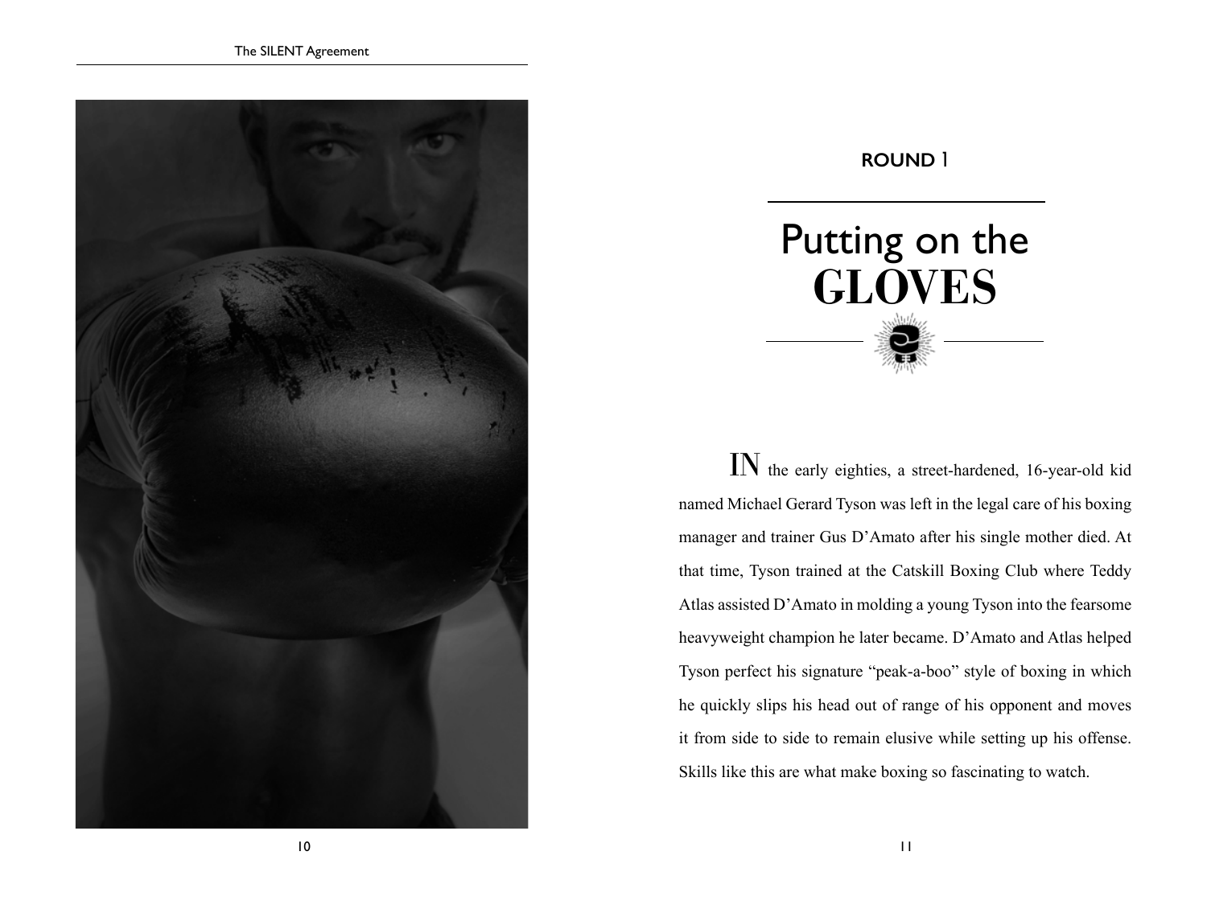**ROUND 1**

# Putting on the GLOVES

IN the early eighties, a street-hardened, 16-year-old kid named Michael Gerard Tyson was left in the legal care of his boxing manager and trainer Gus D'Amato after his single mother died. At that time, Tyson trained at the Catskill Boxing Club where Teddy Atlas assisted D'Amato in molding a young Tyson into the fearsome heavyweight champion he later became. D'Amato and Atlas helped Tyson perfect his signature "peak-a-boo" style of boxing in which he quickly slips his head out of range of his opponent and moves it from side to side to remain elusive while setting up his offense. Skills like this are what make boxing so fascinating to watch.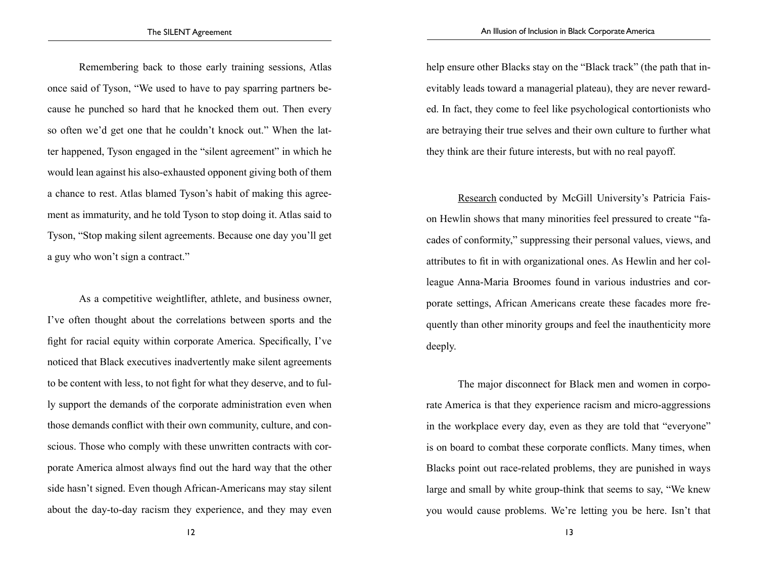Remembering back to those early training sessions, Atlas once said of Tyson, "We used to have to pay sparring partners because he punched so hard that he knocked them out. Then every so often we'd get one that he couldn't knock out." When the latter happened, Tyson engaged in the "silent agreement" in which he would lean against his also-exhausted opponent giving both of them a chance to rest. Atlas blamed Tyson's habit of making this agreement as immaturity, and he told Tyson to stop doing it. Atlas said to Tyson, "Stop making silent agreements. Because one day you'll get a guy who won't sign a contract."

As a competitive weightlifter, athlete, and business owner, I've often thought about the correlations between sports and the fight for racial equity within corporate America. Specifically, I've noticed that Black executives inadvertently make silent agreements to be content with less, to not fight for what they deserve, and to fully support the demands of the corporate administration even when those demands conflict with their own community, culture, and conscious. Those who comply with these unwritten contracts with corporate America almost always find out the hard way that the other side hasn't signed. Even though African-Americans may stay silent about the day-to-day racism they experience, and they may even help ensure other Blacks stay on the "Black track" (the path that inevitably leads toward a managerial plateau), they are never rewarded. In fact, they come to feel like psychological contortionists who are betraying their true selves and their own culture to further what they think are their future interests, but with no real payoff.

Research conducted by McGill University's Patricia Faison Hewlin shows that many minorities feel pressured to create "facades of conformity," suppressing their personal values, views, and attributes to fit in with organizational ones. As Hewlin and her colleague Anna-Maria Broomes found in various industries and corporate settings, African Americans create these facades more frequently than other minority groups and feel the inauthenticity more deeply.

The major disconnect for Black men and women in corporate America is that they experience racism and micro-aggressions in the workplace every day, even as they are told that "everyone" is on board to combat these corporate conflicts. Many times, when Blacks point out race-related problems, they are punished in ways large and small by white group-think that seems to say, "We knew you would cause problems. We're letting you be here. Isn't that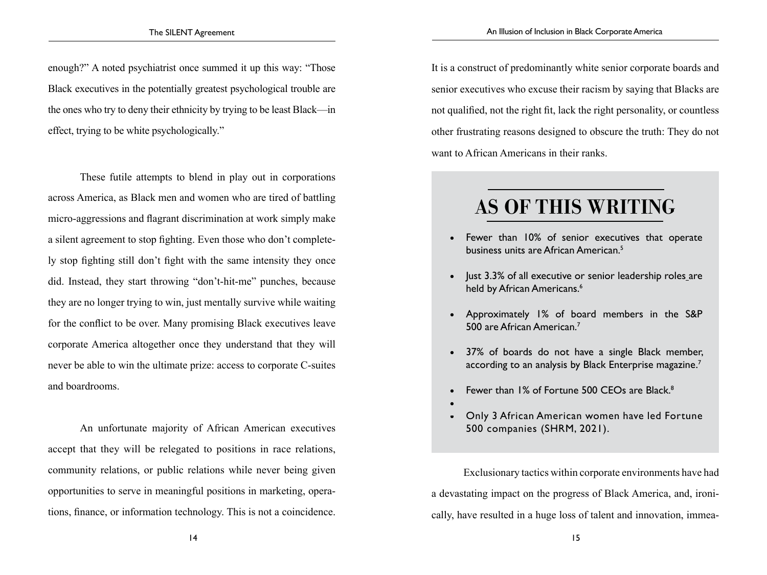enough?" A noted psychiatrist once summed it up this way: "Those Black executives in the potentially greatest psychological trouble are the ones who try to deny their ethnicity by trying to be least Black—in effect, trying to be white psychologically."

These futile attempts to blend in play out in corporations across America, as Black men and women who are tired of battling micro-aggressions and flagrant discrimination at work simply make a silent agreement to stop fighting. Even those who don't completely stop fighting still don't fight with the same intensity they once did. Instead, they start throwing "don't-hit-me" punches, because they are no longer trying to win, just mentally survive while waiting for the conflict to be over. Many promising Black executives leave corporate America altogether once they understand that they will never be able to win the ultimate prize: access to corporate C-suites and boardrooms.

An unfortunate majority of African American executives accept that they will be relegated to positions in race relations, community relations, or public relations while never being given opportunities to serve in meaningful positions in marketing, operations, finance, or information technology. This is not a coincidence. It is a construct of predominantly white senior corporate boards and senior executives who excuse their racism by saying that Blacks are not qualified, not the right fit, lack the right personality, or countless other frustrating reasons designed to obscure the truth: They do not want to African Americans in their ranks.

## AS OF THIS WRITING

- Fewer than 10% of senior executives that operate business units are African American.[5]
- Just 3.3% of all executive or senior leadership roles are held by African Americans.[6]
- Approximately 1% of board members in the S&P 500 are African American.[7]
- 37% of boards do not have a single Black member, according to an analysis by Black Enterprise magazine.[7]
- Fewer than 1% of Fortune 500 CEOs are Black.[8]
- Only 3 African American women have led Fortune 500 companies (SHRM, 2021).

Exclusionary tactics within corporate environments have had a devastating impact on the progress of Black America, and, ironically, have resulted in a huge loss of talent and innovation, immea-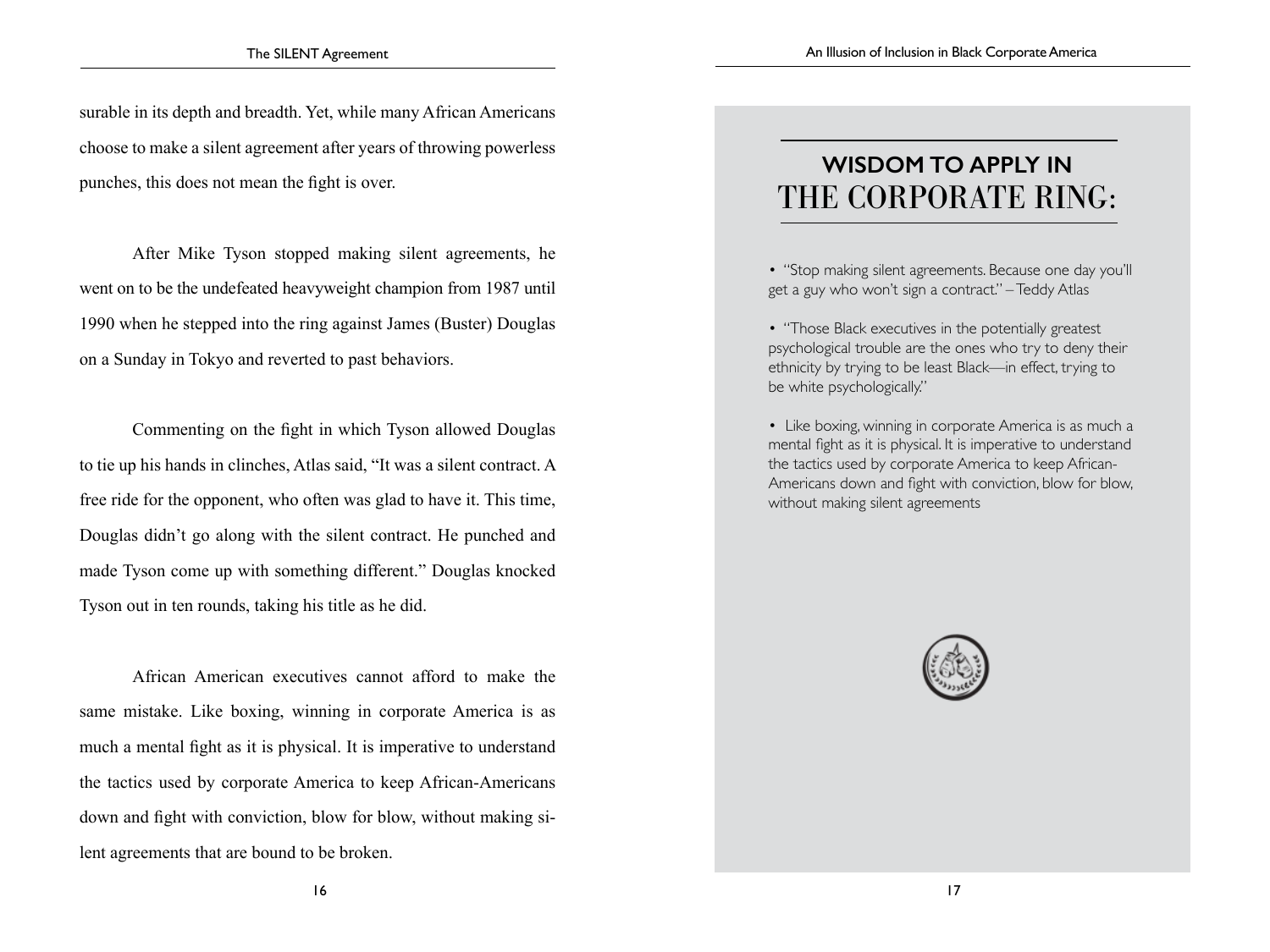surable in its depth and breadth. Yet, while many African Americans choose to make a silent agreement after years of throwing powerless punches, this does not mean the fight is over.

After Mike Tyson stopped making silent agreements, he went on to be the undefeated heavyweight champion from 1987 until 1990 when he stepped into the ring against James (Buster) Douglas on a Sunday in Tokyo and reverted to past behaviors.

Commenting on the fight in which Tyson allowed Douglas to tie up his hands in clinches, Atlas said, "It was a silent contract. A free ride for the opponent, who often was glad to have it. This time, Douglas didn't go along with the silent contract. He punched and made Tyson come up with something different." Douglas knocked Tyson out in ten rounds, taking his title as he did.

African American executives cannot afford to make the same mistake. Like boxing, winning in corporate America is as much a mental fight as it is physical. It is imperative to understand the tactics used by corporate America to keep African-Americans down and fight with conviction, blow for blow, without making silent agreements that are bound to be broken.

## WISDOM TO APPLY IN THE CORPORATE RING:

- "Stop making silent agreements. Because one day you'll get a guy who won't sign a contract." – Teddy Atlas
- "Those Black executives in the potentially greatest psychological trouble are the ones who try to deny their ethnicity by trying to be least Black—in effect, trying to be white psychologically."
- Like boxing, winning in corporate America is as much a mental fight as it is physical. It is imperative to understand the tactics used by corporate America to keep African-Americans down and fight with conviction, blow for blow, without making silent agreements